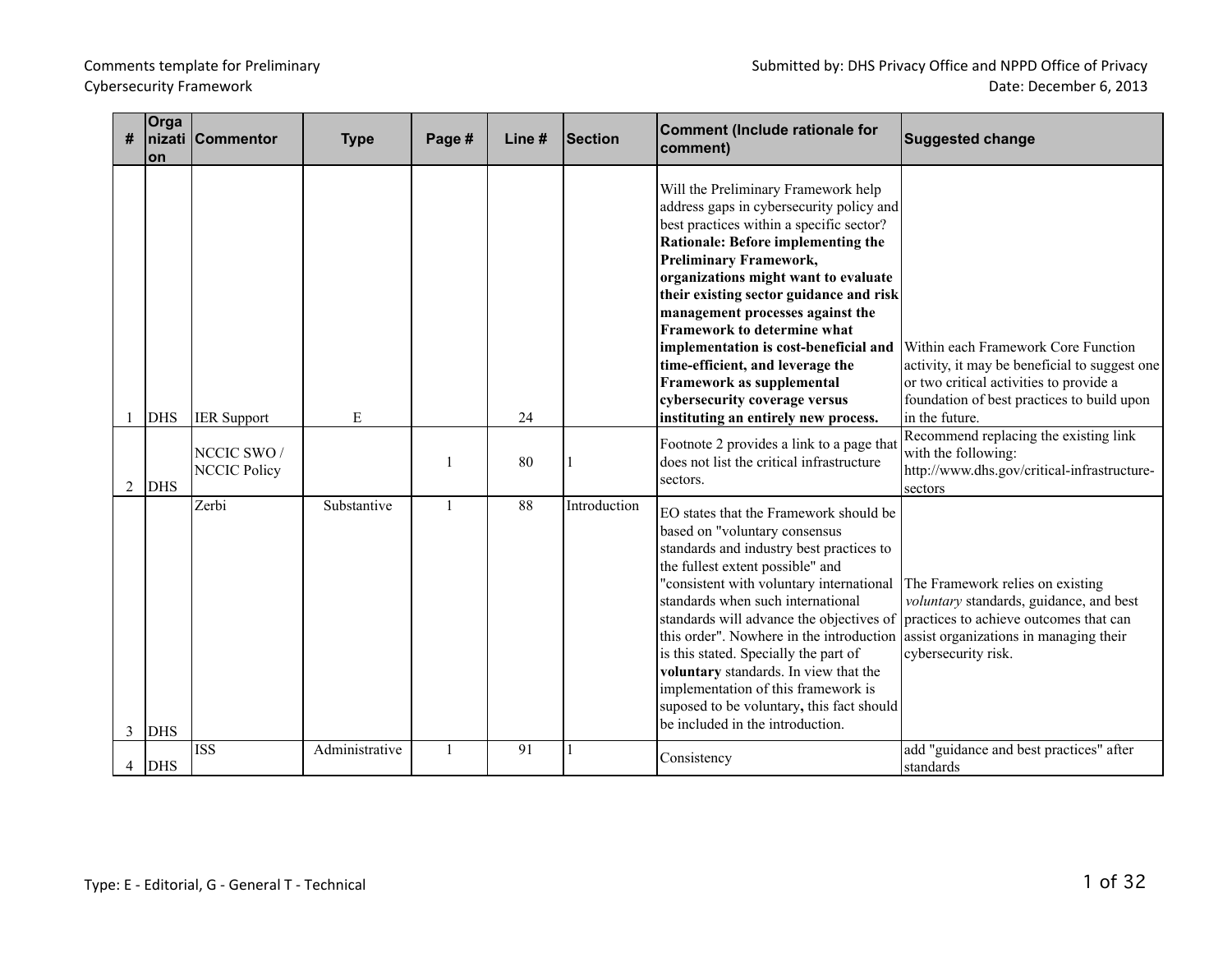Comments template for Preliminary Cybersecurity Framework

Submitted by: DHS Privacy Office and NPPD Office of Privacy
Date: December 6, 2013

| # | Organization | Commentor | Type | Page # | Line # | Section | Comment (Include rationale for comment) | Suggested change |
|---|---|---|---|---|---|---|---|---|
| 1 | DHS | IER Support | E | | 24 | | Will the Preliminary Framework help address gaps in cybersecurity policy and best practices within a specific sector? **Rationale: Before implementing the Preliminary Framework, organizations might want to evaluate their existing sector guidance and risk management processes against the Framework to determine what implementation is cost-beneficial and time-efficient, and leverage the Framework as supplemental cybersecurity coverage versus instituting an entirely new process.** | Within each Framework Core Function activity, it may be beneficial to suggest one or two critical activities to provide a foundation of best practices to build upon in the future. |
| 2 | DHS | NCCIC SWO / NCCIC Policy | | 1 | 80 | 1 | Footnote 2 provides a link to a page that does not list the critical infrastructure sectors. | Recommend replacing the existing link with the following: http://www.dhs.gov/critical-infrastructure-sectors |
| 3 | DHS | Zerbi | Substantive | 1 | 88 | Introduction | EO states that the Framework should be based on "voluntary consensus standards and industry best practices to the fullest extent possible" and "consistent with voluntary international standards when such international standards will advance the objectives of this order". Nowhere in the introduction is this stated. Specially the part of **voluntary** standards. In view that the implementation of this framework is suposed to be voluntary**,** this fact should be included in the introduction. | The Framework relies on existing *voluntary* standards, guidance, and best practices to achieve outcomes that can assist organizations in managing their cybersecurity risk. |
| 4 | DHS | ISS | Administrative | 1 | 91 | 1 | Consistency | add "guidance and best practices" after standards |

Type: E - Editorial, G - General T - Technical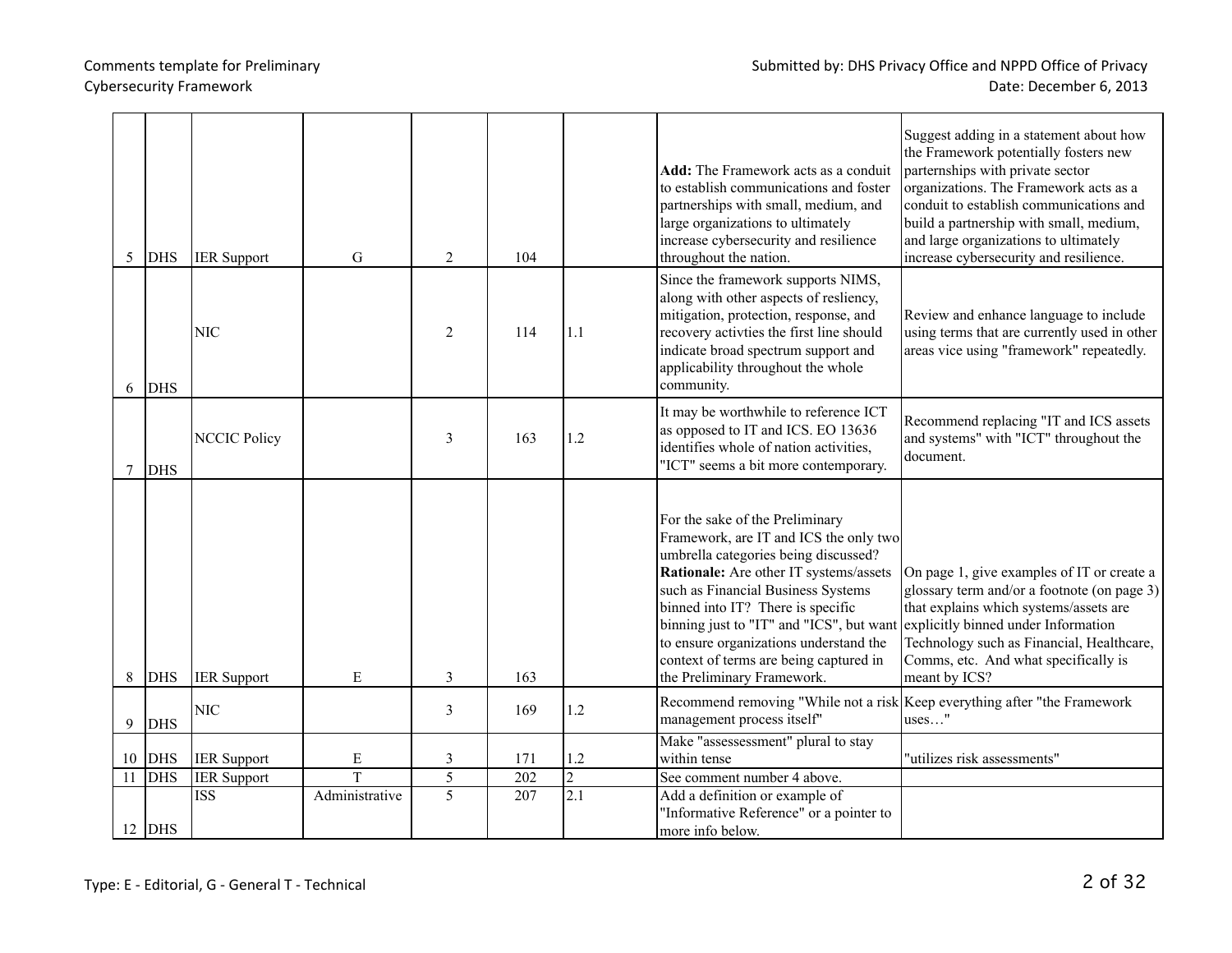| 5 | DHS | IER Support | G | 2 | 104 | | **Add:** The Framework acts as a conduit to establish communications and foster partnerships with small, medium, and large organizations to ultimately increase cybersecurity and resilience throughout the nation. | Suggest adding in a statement about how the Framework potentially fosters new parternships with private sector organizations. The Framework acts as a conduit to establish communications and build a partnership with small, medium, and large organizations to ultimately increase cybersecurity and resilience. |
|---|---|---|---|---|---|---|---|---|
| 6 | DHS | NIC | | 2 | 114 | 1.1 | Since the framework supports NIMS, along with other aspects of resliency, mitigation, protection, response, and recovery activties the first line should indicate broad spectrum support and applicability throughout the whole community. | Review and enhance language to include using terms that are currently used in other areas vice using "framework" repeatedly. |
| 7 | DHS | NCCIC Policy | | 3 | 163 | 1.2 | It may be worthwhile to reference ICT as opposed to IT and ICS. EO 13636 identifies whole of nation activities, "ICT" seems a bit more contemporary. | Recommend replacing "IT and ICS assets and systems" with "ICT" throughout the document. |
| 8 | DHS | IER Support | E | 3 | 163 | | For the sake of the Preliminary Framework, are IT and ICS the only two umbrella categories being discussed? **Rationale:** Are other IT systems/assets such as Financial Business Systems binned into IT? There is specific binning just to "IT" and "ICS", but want to ensure organizations understand the context of terms are being captured in the Preliminary Framework. | On page 1, give examples of IT or create a glossary term and/or a footnote (on page 3) that explains which systems/assets are explicitly binned under Information Technology such as Financial, Healthcare, Comms, etc. And what specifically is meant by ICS? |
| 9 | DHS | NIC | | 3 | 169 | 1.2 | Recommend removing "While not a risk management process itself" | Keep everything after "the Framework uses…" |
| 10 | DHS | IER Support | E | 3 | 171 | 1.2 | Make "assessessment" plural to stay within tense | "utilizes risk assessments" |
| 11 | DHS | IER Support | T | 5 | 202 | 2 | See comment number 4 above. | |
| 12 | DHS | ISS | Administrative | 5 | 207 | 2.1 | Add a definition or example of "Informative Reference" or a pointer to more info below. | |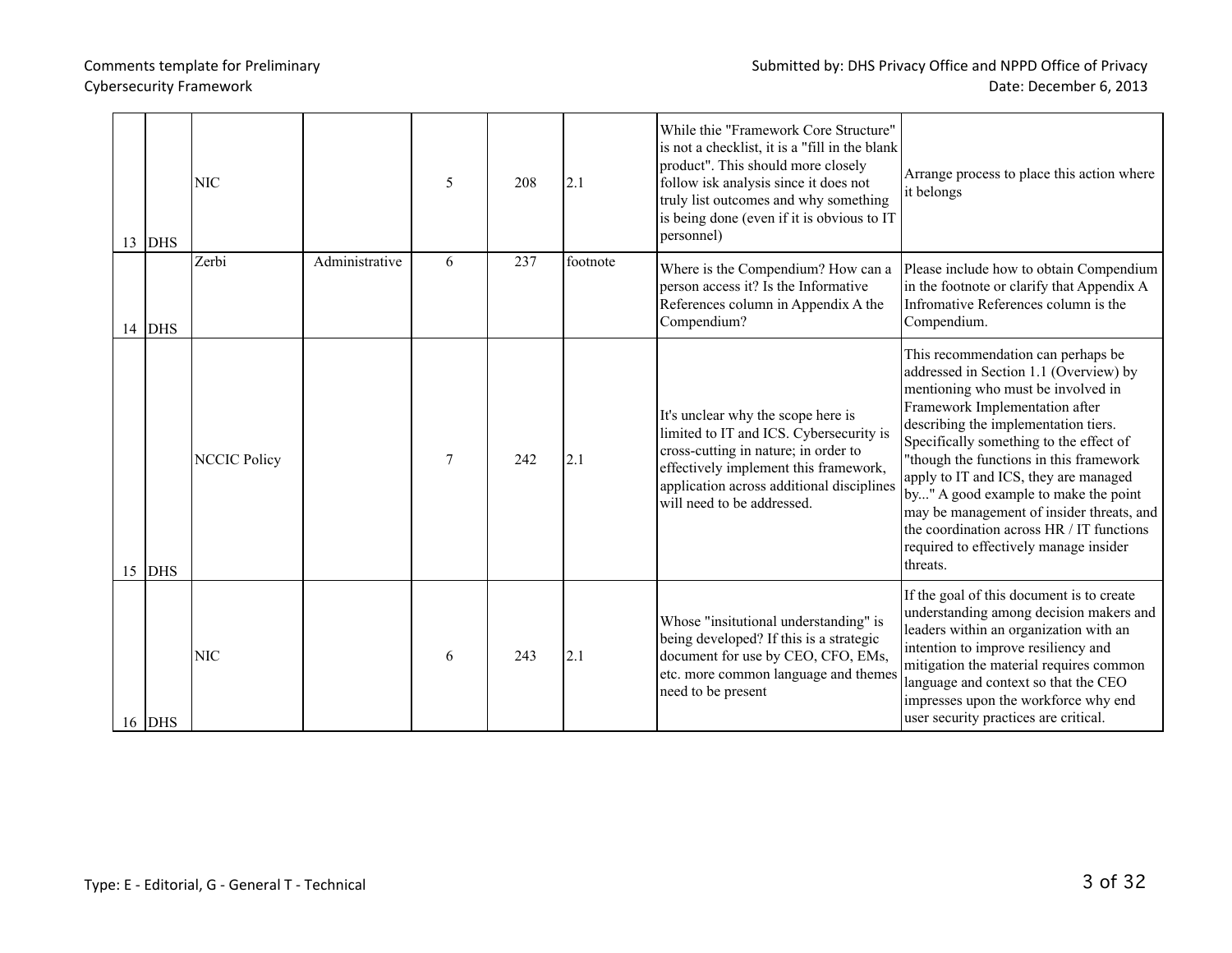| | | | | | | | | |
|---|---|---|---|---|---|---|---|---|
| 13 | DHS | NIC | | 5 | 208 | 2.1 | While thie "Framework Core Structure" is not a checklist, it is a "fill in the blank product". This should more closely follow isk analysis since it does not truly list outcomes and why something is being done (even if it is obvious to IT personnel) | Arrange process to place this action where it belongs |
| 14 | DHS | Zerbi | Administrative | 6 | 237 | footnote | Where is the Compendium? How can a person access it? Is the Informative References column in Appendix A the Compendium? | Please include how to obtain Compendium in the footnote or clarify that Appendix A Infromative References column is the Compendium. |
| 15 | DHS | NCCIC Policy | | 7 | 242 | 2.1 | It's unclear why the scope here is limited to IT and ICS. Cybersecurity is cross-cutting in nature; in order to effectively implement this framework, application across additional disciplines will need to be addressed. | This recommendation can perhaps be addressed in Section 1.1 (Overview) by mentioning who must be involved in Framework Implementation after describing the implementation tiers. Specifically something to the effect of "though the functions in this framework apply to IT and ICS, they are managed by..." A good example to make the point may be management of insider threats, and the coordination across HR / IT functions required to effectively manage insider threats. |
| 16 | DHS | NIC | | 6 | 243 | 2.1 | Whose "insitutional understanding" is being developed? If this is a strategic document for use by CEO, CFO, EMs, etc. more common language and themes need to be present | If the goal of this document is to create understanding among decision makers and leaders within an organization with an intention to improve resiliency and mitigation the material requires common language and context so that the CEO impresses upon the workforce why end user security practices are critical. |

Type: E - Editorial, G - General T - Technical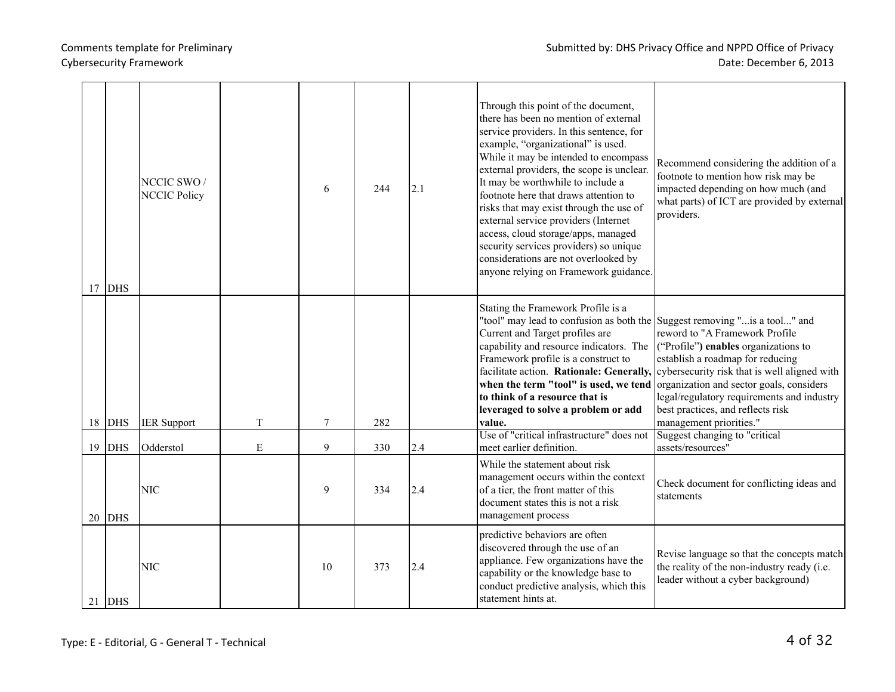| 17 | DHS | NCCIC SWO / NCCIC Policy | | 6 | 244 | 2.1 | Through this point of the document, there has been no mention of external service providers. In this sentence, for example, "organizational" is used. While it may be intended to encompass external providers, the scope is unclear. It may be worthwhile to include a footnote here that draws attention to risks that may exist through the use of external service providers (Internet access, cloud storage/apps, managed security services providers) so unique considerations are not overlooked by anyone relying on Framework guidance. | Recommend considering the addition of a footnote to mention how risk may be impacted depending on how much (and what parts) of ICT are provided by external providers. |
|---|---|---|---|---|---|---|---|---|
| 18 | DHS | IER Support | T | 7 | 282 | | Stating the Framework Profile is a "tool" may lead to confusion as both the Current and Target profiles are capability and resource indicators. The Framework profile is a construct to facilitate action. **Rationale: Generally, when the term "tool" is used, we tend to think of a resource that is leveraged to solve a problem or add value.** | Suggest removing "...is a tool..." and reword to "A Framework Profile ("Profile") **enables** organizations to establish a roadmap for reducing cybersecurity risk that is well aligned with organization and sector goals, considers legal/regulatory requirements and industry best practices, and reflects risk management priorities." |
| 19 | DHS | Odderstol | E | 9 | 330 | 2.4 | Use of "critical infrastructure" does not meet earlier definition. | Suggest changing to "critical assets/resources" |
| 20 | DHS | NIC | | 9 | 334 | 2.4 | While the statement about risk management occurs within the context of a tier, the front matter of this document states this is not a risk management process | Check document for conflicting ideas and statements |
| 21 | DHS | NIC | | 10 | 373 | 2.4 | predictive behaviors are often discovered through the use of an appliance. Few organizations have the capability or the knowledge base to conduct predictive analysis, which this statement hints at. | Revise language so that the concepts match the reality of the non-industry ready (i.e. leader without a cyber background) |

Type: E - Editorial, G - General T - Technical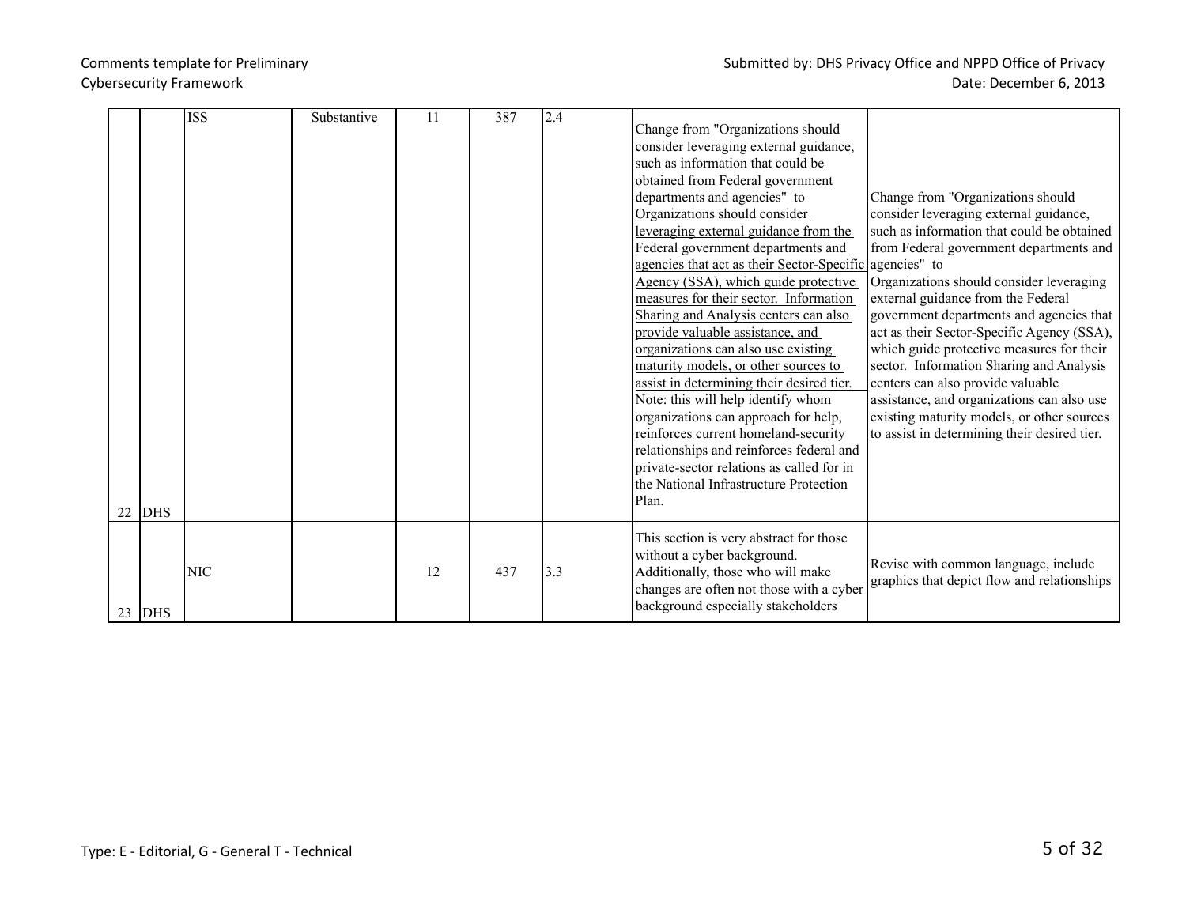| 22 | DHS | ISS | Substantive | 11 | 387 | 2.4 | Change from "Organizations should consider leveraging external guidance, such as information that could be obtained from Federal government departments and agencies" to Organizations should consider leveraging external guidance from the Federal government departments and agencies that act as their Sector-Specific Agency (SSA), which guide protective measures for their sector. Information Sharing and Analysis centers can also provide valuable assistance, and organizations can also use existing maturity models, or other sources to assist in determining their desired tier. Note: this will help identify whom organizations can approach for help, reinforces current homeland-security relationships and reinforces federal and private-sector relations as called for in the National Infrastructure Protection Plan. | Change from "Organizations should consider leveraging external guidance, such as information that could be obtained from Federal government departments and agencies" to Organizations should consider leveraging external guidance from the Federal government departments and agencies that act as their Sector-Specific Agency (SSA), which guide protective measures for their sector. Information Sharing and Analysis centers can also provide valuable assistance, and organizations can also use existing maturity models, or other sources to assist in determining their desired tier. |
|---|---|---|---|---|---|---|---|---|
| 23 | DHS | NIC | | 12 | 437 | 3.3 | This section is very abstract for those without a cyber background. Additionally, those who will make changes are often not those with a cyber background especially stakeholders | Revise with common language, include graphics that depict flow and relationships |

Type: E - Editorial, G - General T - Technical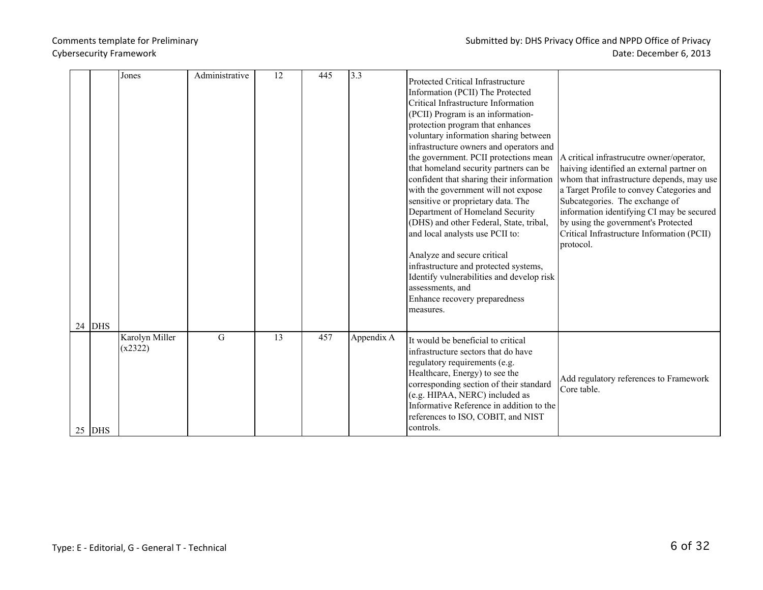| # | Organization | Commenter | Type | Page # | Line # | Section | Comment (Include rationale for comment) | Suggested change |
|---|---|---|---|---|---|---|---|---|
| 24 | DHS | Jones | Administrative | 12 | 445 | 3.3 | Protected Critical Infrastructure Information (PCII) The Protected Critical Infrastructure Information (PCII) Program is an information-protection program that enhances voluntary information sharing between infrastructure owners and operators and the government. PCII protections mean that homeland security partners can be confident that sharing their information with the government will not expose sensitive or proprietary data. The Department of Homeland Security (DHS) and other Federal, State, tribal, and local analysts use PCII to:<br><br>Analyze and secure critical infrastructure and protected systems,<br>Identify vulnerabilities and develop risk assessments, and<br>Enhance recovery preparedness measures. | A critical infrastrucutre owner/operator, haiving identified an external partner on whom that infrastructure depends, may use a Target Profile to convey Categories and Subcategories. The exchange of information identifying CI may be secured by using the government's Protected Critical Infrastructure Information (PCII) protocol. |
| 25 | DHS | Karolyn Miller (x2322) | G | 13 | 457 | Appendix A | It would be beneficial to critical infrastructure sectors that do have regulatory requirements (e.g. Healthcare, Energy) to see the corresponding section of their standard (e.g. HIPAA, NERC) included as Informative Reference in addition to the references to ISO, COBIT, and NIST controls. | Add regulatory references to Framework Core table. |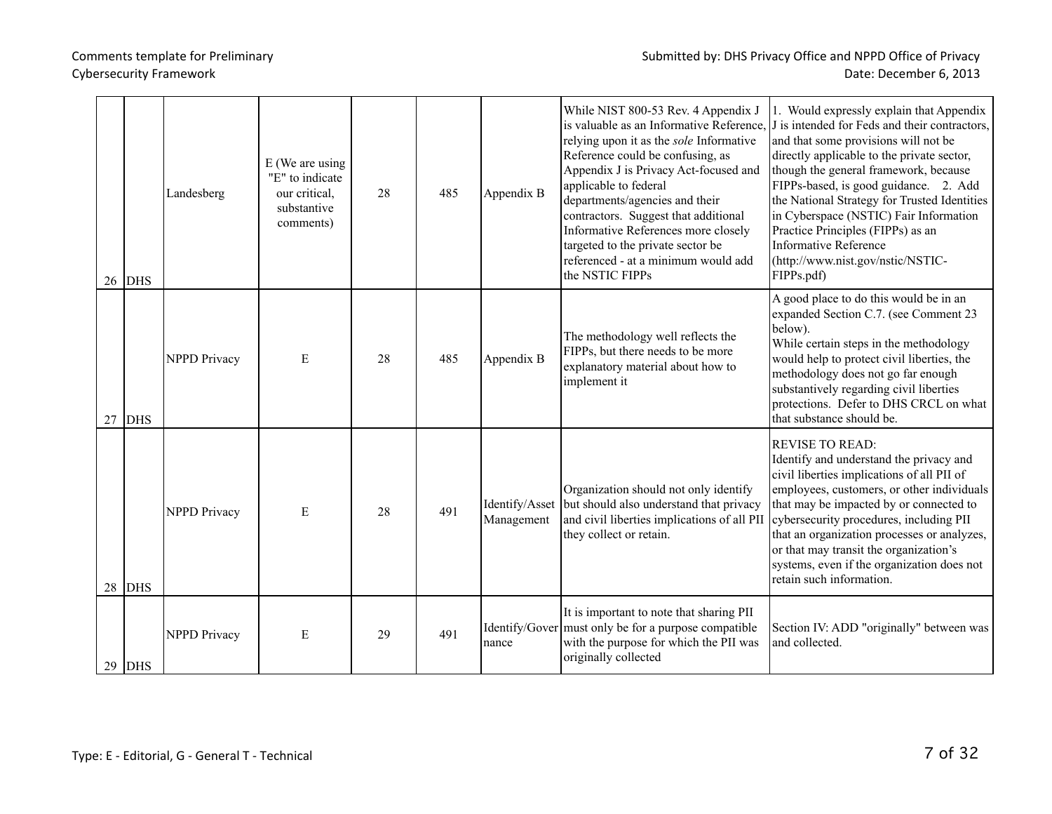| | | | | | | | | |
|---|---|---|---|---|---|---|---|---|
| 26 | DHS | Landesberg | E (We are using "E" to indicate our critical, substantive comments) | 28 | 485 | Appendix B | While NIST 800-53 Rev. 4 Appendix J is valuable as an Informative Reference, relying upon it as the *sole* Informative Reference could be confusing, as Appendix J is Privacy Act-focused and applicable to federal departments/agencies and their contractors. Suggest that additional Informative References more closely targeted to the private sector be referenced - at a minimum would add the NSTIC FIPPs | 1. Would expressly explain that Appendix J is intended for Feds and their contractors, and that some provisions will not be directly applicable to the private sector, though the general framework, because FIPPs-based, is good guidance. 2. Add the National Strategy for Trusted Identities in Cyberspace (NSTIC) Fair Information Practice Principles (FIPPs) as an Informative Reference (http://www.nist.gov/nstic/NSTIC-FIPPs.pdf) |
| 27 | DHS | NPPD Privacy | E | 28 | 485 | Appendix B | The methodology well reflects the FIPPs, but there needs to be more explanatory material about how to implement it | A good place to do this would be in an expanded Section C.7. (see Comment 23 below). While certain steps in the methodology would help to protect civil liberties, the methodology does not go far enough substantively regarding civil liberties protections. Defer to DHS CRCL on what that substance should be. |
| 28 | DHS | NPPD Privacy | E | 28 | 491 | Identify/Asset Management | Organization should not only identify but should also understand that privacy and civil liberties implications of all PII they collect or retain. | REVISE TO READ: Identify and understand the privacy and civil liberties implications of all PII of employees, customers, or other individuals that may be impacted by or connected to cybersecurity procedures, including PII that an organization processes or analyzes, or that may transit the organization's systems, even if the organization does not retain such information. |
| 29 | DHS | NPPD Privacy | E | 29 | 491 | Identify/Governance | It is important to note that sharing PII must only be for a purpose compatible with the purpose for which the PII was originally collected | Section IV: ADD "originally" between was and collected. |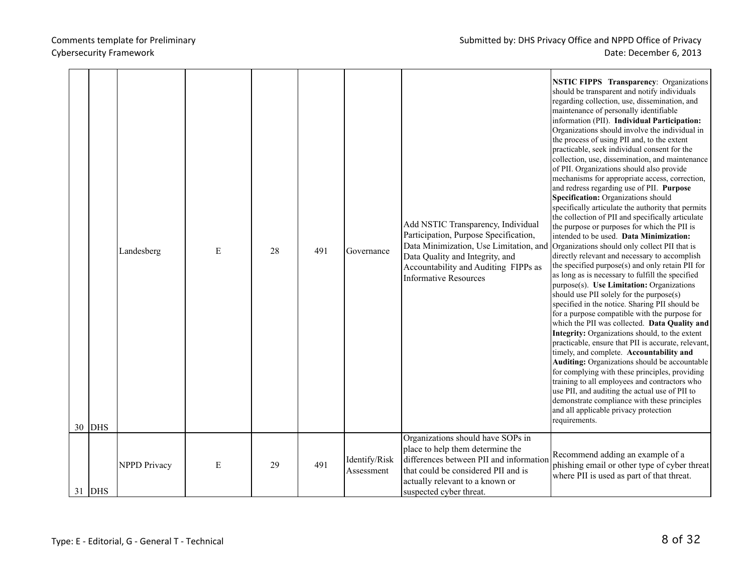| 30 | DHS | Landesberg | E | 28 | 491 | Governance | Add NSTIC Transparency, Individual Participation, Purpose Specification, Data Minimization, Use Limitation, and Data Quality and Integrity, and Accountability and Auditing FIPPs as Informative Resources | **NSTIC FIPPS Transparency**: Organizations should be transparent and notify individuals regarding collection, use, dissemination, and maintenance of personally identifiable information (PII). **Individual Participation:** Organizations should involve the individual in the process of using PII and, to the extent practicable, seek individual consent for the collection, use, dissemination, and maintenance of PII. Organizations should also provide mechanisms for appropriate access, correction, and redress regarding use of PII. **Purpose Specification:** Organizations should specifically articulate the authority that permits the collection of PII and specifically articulate the purpose or purposes for which the PII is intended to be used. **Data Minimization:** Organizations should only collect PII that is directly relevant and necessary to accomplish the specified purpose(s) and only retain PII for as long as is necessary to fulfill the specified purpose(s). **Use Limitation:** Organizations should use PII solely for the purpose(s) specified in the notice. Sharing PII should be for a purpose compatible with the purpose for which the PII was collected. **Data Quality and Integrity:** Organizations should, to the extent practicable, ensure that PII is accurate, relevant, timely, and complete. **Accountability and Auditing:** Organizations should be accountable for complying with these principles, providing training to all employees and contractors who use PII, and auditing the actual use of PII to demonstrate compliance with these principles and all applicable privacy protection requirements. |
|---|---|---|---|---|---|---|---|---|
| 31 | DHS | NPPD Privacy | E | 29 | 491 | Identify/Risk Assessment | Organizations should have SOPs in place to help them determine the differences between PII and information that could be considered PII and is actually relevant to a known or suspected cyber threat. | Recommend adding an example of a phishing email or other type of cyber threat where PII is used as part of that threat. |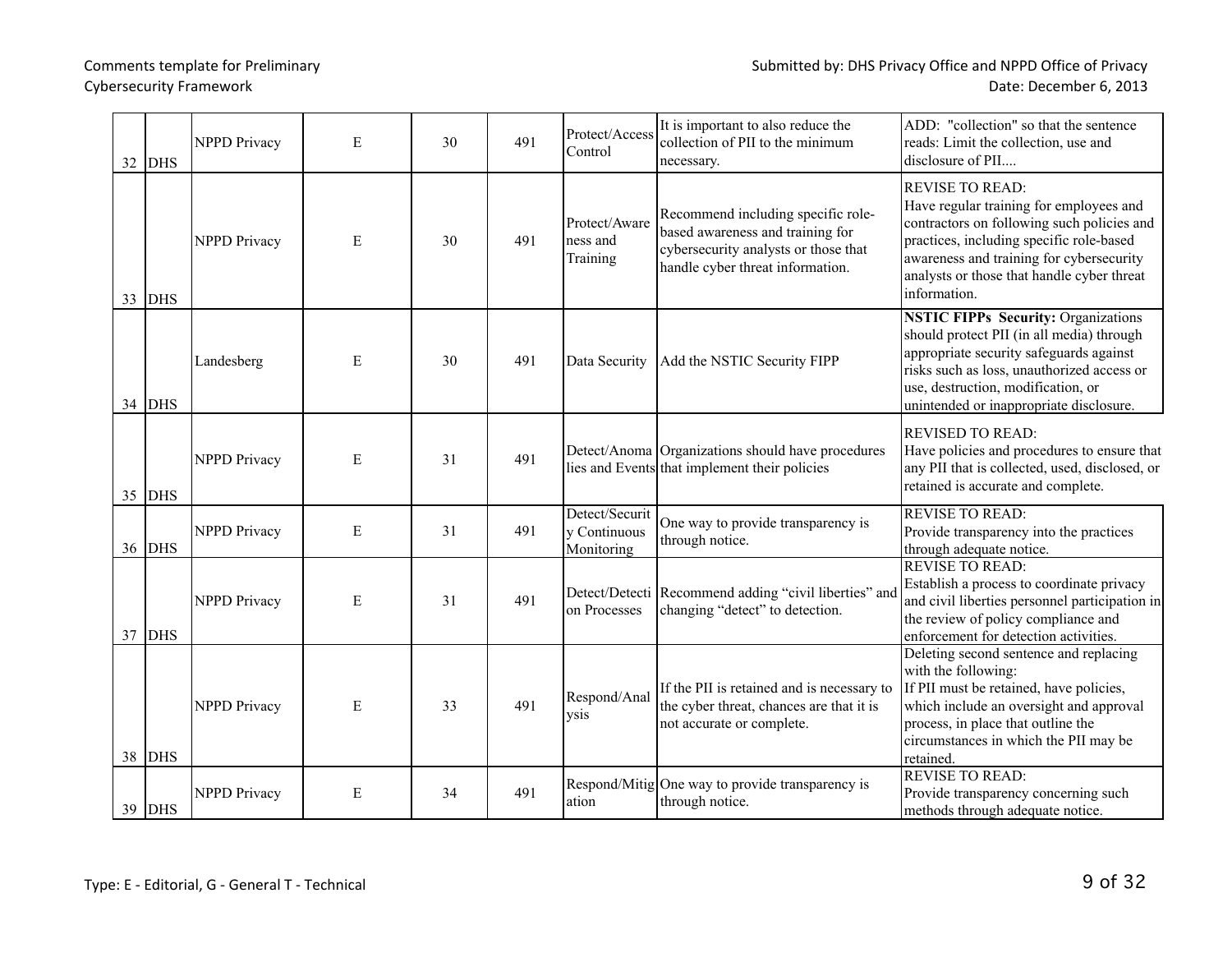| | | | | | | | | |
|---|---|---|---|---|---|---|---|---|
| 32 | DHS | NPPD Privacy | E | 30 | 491 | Protect/Access Control | It is important to also reduce the collection of PII to the minimum necessary. | ADD: "collection" so that the sentence reads: Limit the collection, use and disclosure of PII.... |
| 33 | DHS | NPPD Privacy | E | 30 | 491 | Protect/Awareness and Training | Recommend including specific role-based awareness and training for cybersecurity analysts or those that handle cyber threat information. | REVISE TO READ: Have regular training for employees and contractors on following such policies and practices, including specific role-based awareness and training for cybersecurity analysts or those that handle cyber threat information. |
| 34 | DHS | Landesberg | E | 30 | 491 | Data Security | Add the NSTIC Security FIPP | **NSTIC FIPPs Security:** Organizations should protect PII (in all media) through appropriate security safeguards against risks such as loss, unauthorized access or use, destruction, modification, or unintended or inappropriate disclosure. |
| 35 | DHS | NPPD Privacy | E | 31 | 491 | Detect/Anomalies and Events | Organizations should have procedures that implement their policies | REVISED TO READ: Have policies and procedures to ensure that any PII that is collected, used, disclosed, or retained is accurate and complete. |
| 36 | DHS | NPPD Privacy | E | 31 | 491 | Detect/Security Continuous Monitoring | One way to provide transparency is through notice. | REVISE TO READ: Provide transparency into the practices through adequate notice. |
| 37 | DHS | NPPD Privacy | E | 31 | 491 | Detect/Detection Processes | Recommend adding "civil liberties" and changing "detect" to detection. | REVISE TO READ: Establish a process to coordinate privacy and civil liberties personnel participation in the review of policy compliance and enforcement for detection activities. |
| 38 | DHS | NPPD Privacy | E | 33 | 491 | Respond/Analysis | If the PII is retained and is necessary to the cyber threat, chances are that it is not accurate or complete. | Deleting second sentence and replacing with the following: If PII must be retained, have policies, which include an oversight and approval process, in place that outline the circumstances in which the PII may be retained. |
| 39 | DHS | NPPD Privacy | E | 34 | 491 | Respond/Mitigation | One way to provide transparency is through notice. | REVISE TO READ: Provide transparency concerning such methods through adequate notice. |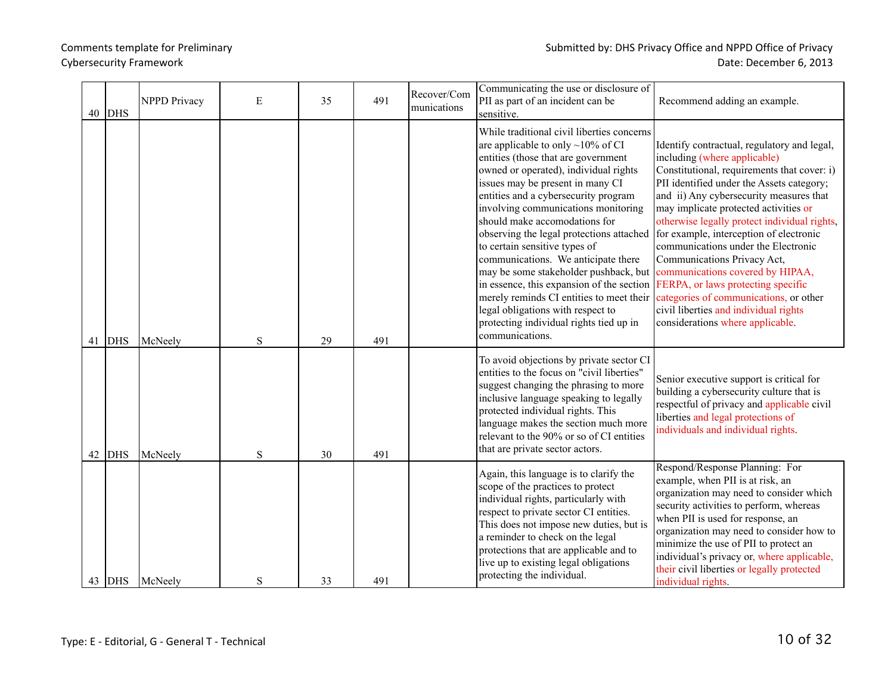| | | | | | | | | |
|---|---|---|---|---|---|---|---|---|
| 40 | DHS | NPPD Privacy | E | 35 | 491 | Recover/Communications | Communicating the use or disclosure of PII as part of an incident can be sensitive. | Recommend adding an example. |
| 41 | DHS | McNeely | S | 29 | 491 | | While traditional civil liberties concerns are applicable to only ~10% of CI entities (those that are government owned or operated), individual rights issues may be present in many CI entities and a cybersecurity program involving communications monitoring should make accomodations for observing the legal protections attached to certain sensitive types of communications. We anticipate there may be some stakeholder pushback, but in essence, this expansion of the section merely reminds CI entities to meet their legal obligations with respect to protecting individual rights tied up in communications. | Identify contractual, regulatory and legal, including (where applicable) Constitutional, requirements that cover: i) PII identified under the Assets category; and ii) Any cybersecurity measures that may implicate protected activities or otherwise legally protect individual rights, for example, interception of electronic communications under the Electronic Communications Privacy Act, communications covered by HIPAA, FERPA, or laws protecting specific categories of communications, or other civil liberties and individual rights considerations where applicable. |
| 42 | DHS | McNeely | S | 30 | 491 | | To avoid objections by private sector CI entities to the focus on "civil liberties" suggest changing the phrasing to more inclusive language speaking to legally protected individual rights. This language makes the section much more relevant to the 90% or so of CI entities that are private sector actors. | Senior executive support is critical for building a cybersecurity culture that is respectful of privacy and applicable civil liberties and legal protections of individuals and individual rights. |
| 43 | DHS | McNeely | S | 33 | 491 | | Again, this language is to clarify the scope of the practices to protect individual rights, particularly with respect to private sector CI entities. This does not impose new duties, but is a reminder to check on the legal protections that are applicable and to live up to existing legal obligations protecting the individual. | Respond/Response Planning: For example, when PII is at risk, an organization may need to consider which security activities to perform, whereas when PII is used for response, an organization may need to consider how to minimize the use of PII to protect an individual's privacy or, where applicable, their civil liberties or legally protected individual rights. |

Type: E - Editorial, G - General T - Technical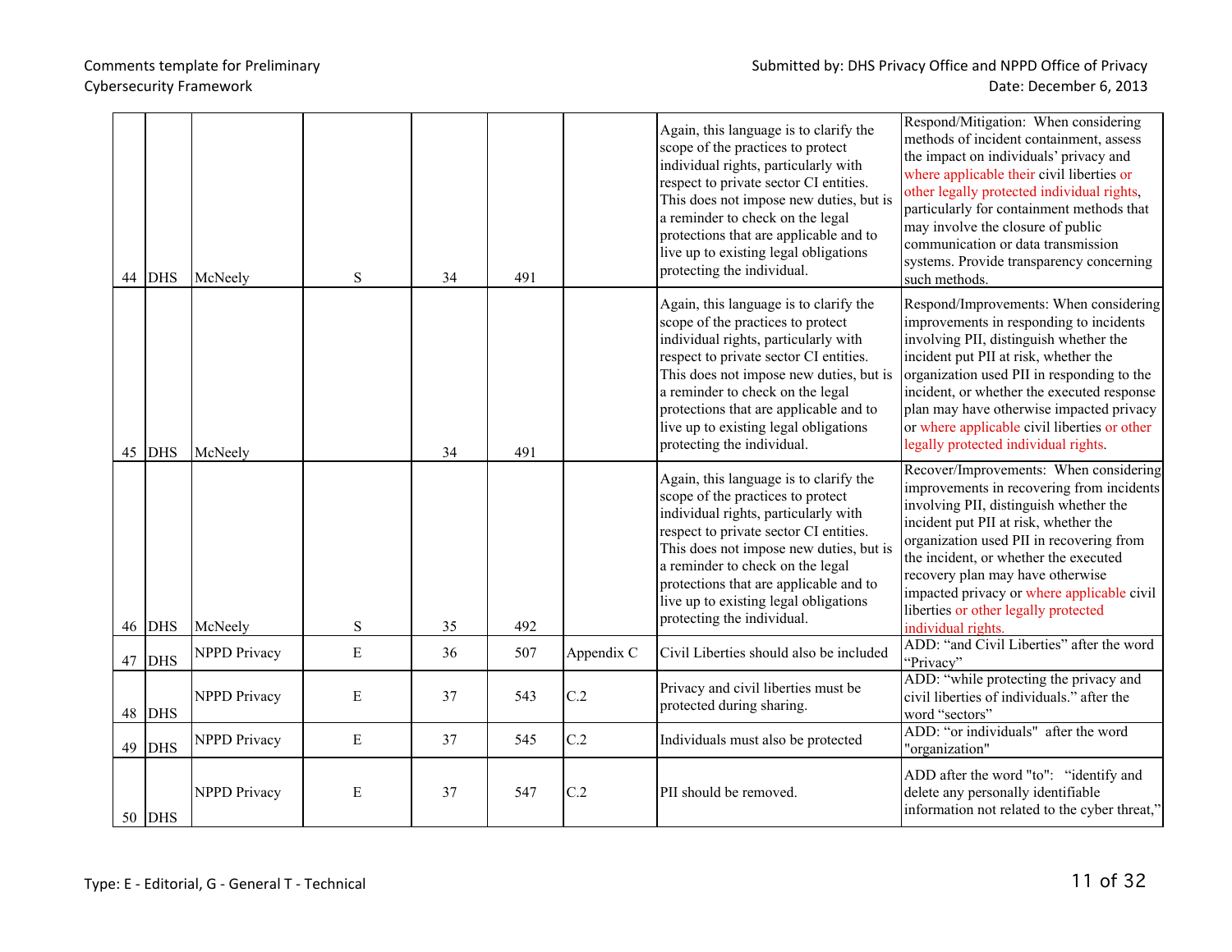| | | | | | | | | |
|---|---|---|---|---|---|---|---|---|
| 44 | DHS | McNeely | S | 34 | 491 | | Again, this language is to clarify the scope of the practices to protect individual rights, particularly with respect to private sector CI entities. This does not impose new duties, but is a reminder to check on the legal protections that are applicable and to live up to existing legal obligations protecting the individual. | Respond/Mitigation: When considering methods of incident containment, assess the impact on individuals' privacy and where applicable their civil liberties or other legally protected individual rights, particularly for containment methods that may involve the closure of public communication or data transmission systems. Provide transparency concerning such methods. |
| 45 | DHS | McNeely | | 34 | 491 | | Again, this language is to clarify the scope of the practices to protect individual rights, particularly with respect to private sector CI entities. This does not impose new duties, but is a reminder to check on the legal protections that are applicable and to live up to existing legal obligations protecting the individual. | Respond/Improvements: When considering improvements in responding to incidents involving PII, distinguish whether the incident put PII at risk, whether the organization used PII in responding to the incident, or whether the executed response plan may have otherwise impacted privacy or where applicable civil liberties or other legally protected individual rights. |
| 46 | DHS | McNeely | S | 35 | 492 | | Again, this language is to clarify the scope of the practices to protect individual rights, particularly with respect to private sector CI entities. This does not impose new duties, but is a reminder to check on the legal protections that are applicable and to live up to existing legal obligations protecting the individual. | Recover/Improvements: When considering improvements in recovering from incidents involving PII, distinguish whether the incident put PII at risk, whether the organization used PII in recovering from the incident, or whether the executed recovery plan may have otherwise impacted privacy or where applicable civil liberties or other legally protected individual rights. |
| 47 | DHS | NPPD Privacy | E | 36 | 507 | Appendix C | Civil Liberties should also be included | ADD: "and Civil Liberties" after the word "Privacy" |
| 48 | DHS | NPPD Privacy | E | 37 | 543 | C.2 | Privacy and civil liberties must be protected during sharing. | ADD: "while protecting the privacy and civil liberties of individuals." after the word "sectors" |
| 49 | DHS | NPPD Privacy | E | 37 | 545 | C.2 | Individuals must also be protected | ADD: "or individuals" after the word "organization" |
| 50 | DHS | NPPD Privacy | E | 37 | 547 | C.2 | PII should be removed. | ADD after the word "to": "identify and delete any personally identifiable information not related to the cyber threat," |

Type: E - Editorial, G - General T - Technical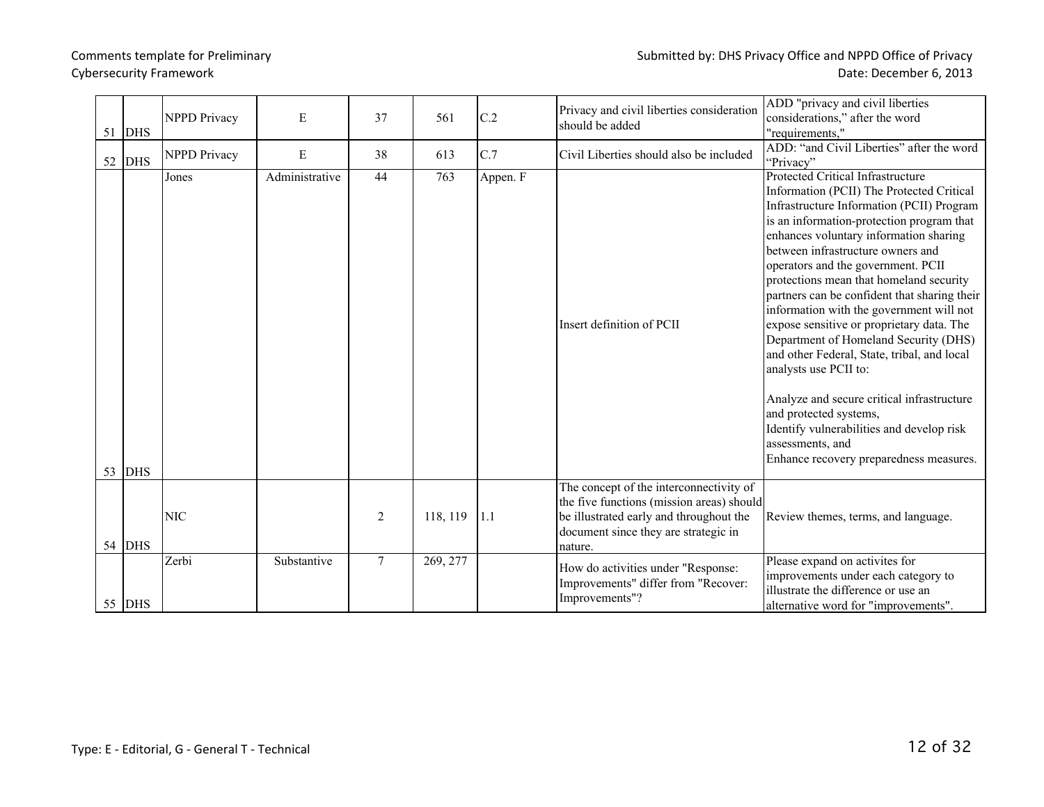| | | | | | | | | |
|---|---|---|---|---|---|---|---|---|
| 51 | DHS | NPPD Privacy | E | 37 | 561 | C.2 | Privacy and civil liberties consideration should be added | ADD "privacy and civil liberties considerations," after the word "requirements," |
| 52 | DHS | NPPD Privacy | E | 38 | 613 | C.7 | Civil Liberties should also be included | ADD: "and Civil Liberties" after the word "Privacy" |
| 53 | DHS | Jones | Administrative | 44 | 763 | Appen. F | Insert definition of PCII | Protected Critical Infrastructure Information (PCII) The Protected Critical Infrastructure Information (PCII) Program is an information-protection program that enhances voluntary information sharing between infrastructure owners and operators and the government. PCII protections mean that homeland security partners can be confident that sharing their information with the government will not expose sensitive or proprietary data. The Department of Homeland Security (DHS) and other Federal, State, tribal, and local analysts use PCII to:<br><br>Analyze and secure critical infrastructure and protected systems,<br>Identify vulnerabilities and develop risk assessments, and<br>Enhance recovery preparedness measures. |
| 54 | DHS | NIC | | 2 | 118, 119 | 1.1 | The concept of the interconnectivity of the five functions (mission areas) should be illustrated early and throughout the document since they are strategic in nature. | Review themes, terms, and language. |
| 55 | DHS | Zerbi | Substantive | 7 | 269, 277 | | How do activities under "Response: Improvements" differ from "Recover: Improvements"? | Please expand on activites for improvements under each category to illustrate the difference or use an alternative word for "improvements". |

Type: E - Editorial, G - General T - Technical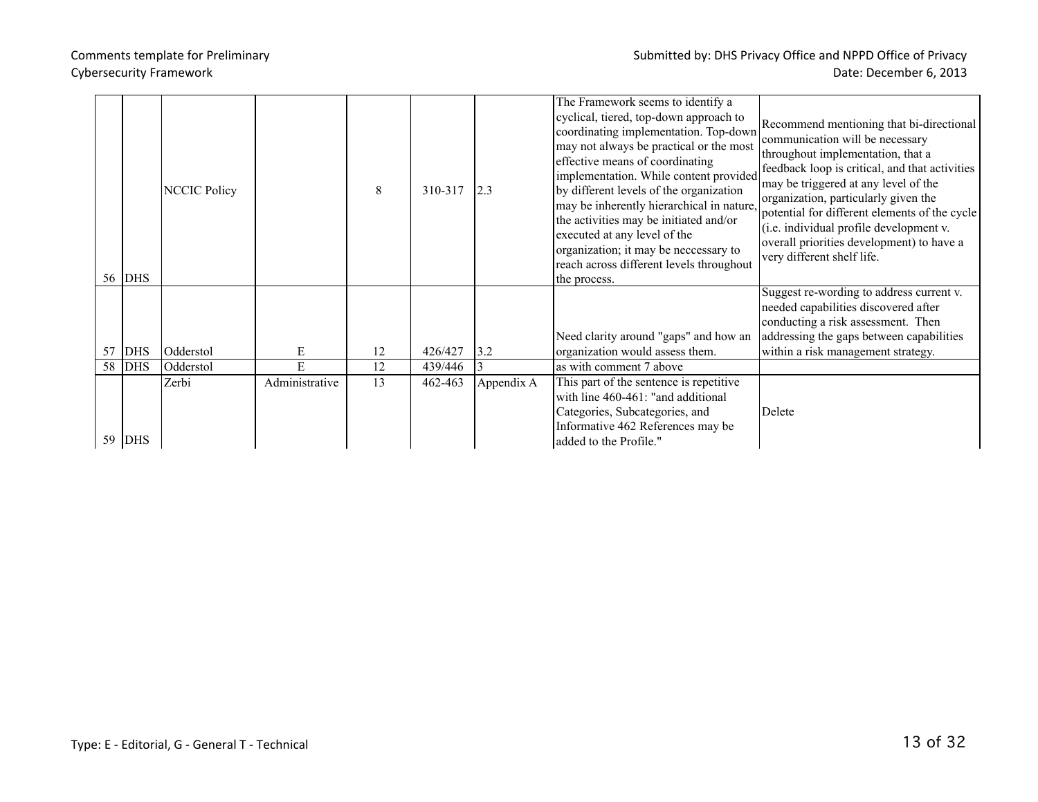| | | | | | | | | |
|---|---|---|---|---|---|---|---|---|
| 56 | DHS | NCCIC Policy | | 8 | 310-317 | 2.3 | The Framework seems to identify a cyclical, tiered, top-down approach to coordinating implementation. Top-down may not always be practical or the most effective means of coordinating implementation. While content provided by different levels of the organization may be inherently hierarchical in nature, the activities may be initiated and/or executed at any level of the organization; it may be neccessary to reach across different levels throughout the process. | Recommend mentioning that bi-directional communication will be necessary throughout implementation, that a feedback loop is critical, and that activities may be triggered at any level of the organization, particularly given the potential for different elements of the cycle (i.e. individual profile development v. overall priorities development) to have a very different shelf life. |
| 57 | DHS | Odderstol | E | 12 | 426/427 | 3.2 | Need clarity around "gaps" and how an organization would assess them. | Suggest re-wording to address current v. needed capabilities discovered after conducting a risk assessment. Then addressing the gaps between capabilities within a risk management strategy. |
| 58 | DHS | Odderstol | E | 12 | 439/446 | 3 | as with comment 7 above | |
| 59 | DHS | Zerbi | Administrative | 13 | 462-463 | Appendix A | This part of the sentence is repetitive with line 460-461: "and additional Categories, Subcategories, and Informative 462 References may be added to the Profile." | Delete |

Type: E - Editorial, G - General T - Technical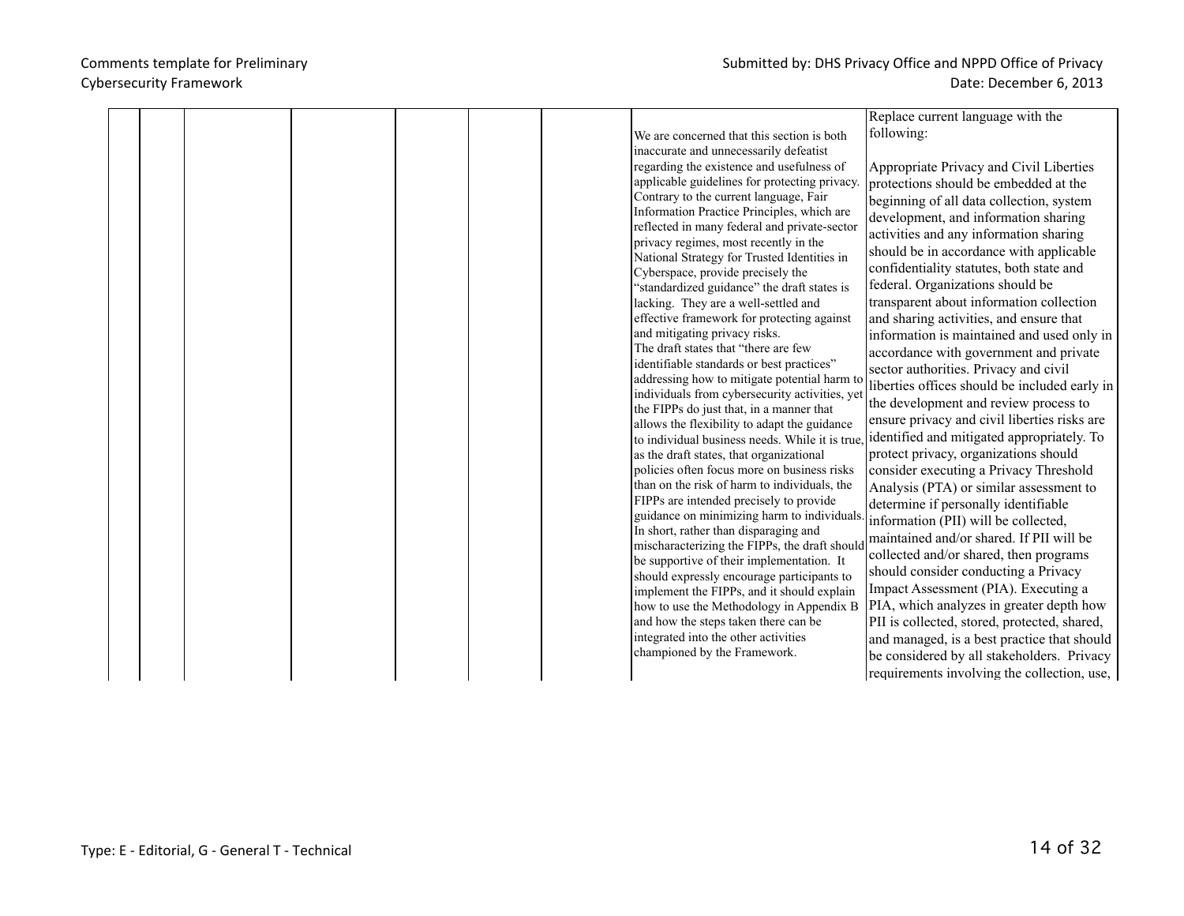| | | | | | | | | |
|---|---|---|---|---|---|---|---|---|
| | | | | | | | We are concerned that this section is both inaccurate and unnecessarily defeatist regarding the existence and usefulness of applicable guidelines for protecting privacy. Contrary to the current language, Fair Information Practice Principles, which are reflected in many federal and private-sector privacy regimes, most recently in the National Strategy for Trusted Identities in Cyberspace, provide precisely the "standardized guidance" the draft states is lacking. They are a well-settled and effective framework for protecting against and mitigating privacy risks.<br>The draft states that "there are few identifiable standards or best practices" addressing how to mitigate potential harm to individuals from cybersecurity activities, yet the FIPPs do just that, in a manner that allows the flexibility to adapt the guidance to individual business needs. While it is true, as the draft states, that organizational policies often focus more on business risks than on the risk of harm to individuals, the FIPPs are intended precisely to provide guidance on minimizing harm to individuals. In short, rather than disparaging and mischaracterizing the FIPPs, the draft should be supportive of their implementation. It should expressly encourage participants to implement the FIPPs, and it should explain how to use the Methodology in Appendix B and how the steps taken there can be integrated into the other activities championed by the Framework. | Replace current language with the following:<br><br>Appropriate Privacy and Civil Liberties protections should be embedded at the beginning of all data collection, system development, and information sharing activities and any information sharing should be in accordance with applicable confidentiality statutes, both state and federal. Organizations should be transparent about information collection and sharing activities, and ensure that information is maintained and used only in accordance with government and private sector authorities. Privacy and civil liberties offices should be included early in the development and review process to ensure privacy and civil liberties risks are identified and mitigated appropriately. To protect privacy, organizations should consider executing a Privacy Threshold Analysis (PTA) or similar assessment to determine if personally identifiable information (PII) will be collected, maintained and/or shared. If PII will be collected and/or shared, then programs should consider conducting a Privacy Impact Assessment (PIA). Executing a PIA, which analyzes in greater depth how PII is collected, stored, protected, shared, and managed, is a best practice that should be considered by all stakeholders. Privacy requirements involving the collection, use, |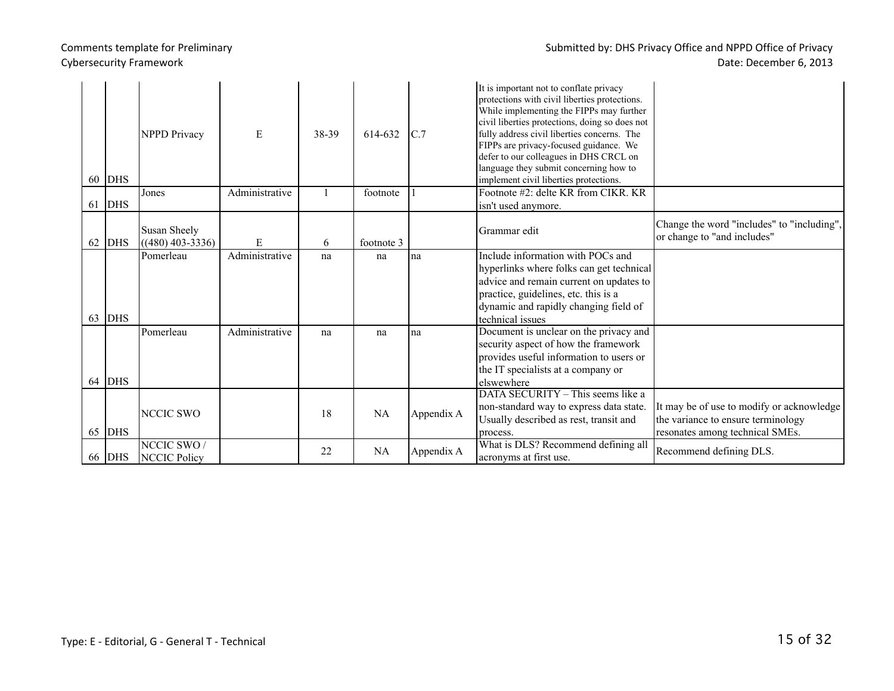| | | | | | | | | |
|---|---|---|---|---|---|---|---|---|
| 60 | DHS | NPPD Privacy | E | 38-39 | 614-632 | C.7 | It is important not to conflate privacy protections with civil liberties protections. While implementing the FIPPs may further civil liberties protections, doing so does not fully address civil liberties concerns. The FIPPs are privacy-focused guidance. We defer to our colleagues in DHS CRCL on language they submit concerning how to implement civil liberties protections. | |
| 61 | DHS | Jones | Administrative | 1 | footnote | 1 | Footnote #2: delte KR from CIKR. KR isn't used anymore. | |
| 62 | DHS | Susan Sheely ((480) 403-3336) | E | 6 | footnote 3 | | Grammar edit | Change the word "includes" to "including", or change to "and includes" |
| 63 | DHS | Pomerleau | Administrative | na | na | na | Include information with POCs and hyperlinks where folks can get technical advice and remain current on updates to practice, guidelines, etc. this is a dynamic and rapidly changing field of technical issues | |
| 64 | DHS | Pomerleau | Administrative | na | na | na | Document is unclear on the privacy and security aspect of how the framework provides useful information to users or the IT specialists at a company or elswewhere | |
| 65 | DHS | NCCIC SWO | | 18 | NA | Appendix A | DATA SECURITY – This seems like a non-standard way to express data state. Usually described as rest, transit and process. | It may be of use to modify or acknowledge the variance to ensure terminology resonates among technical SMEs. |
| 66 | DHS | NCCIC SWO / NCCIC Policy | | 22 | NA | Appendix A | What is DLS? Recommend defining all acronyms at first use. | Recommend defining DLS. |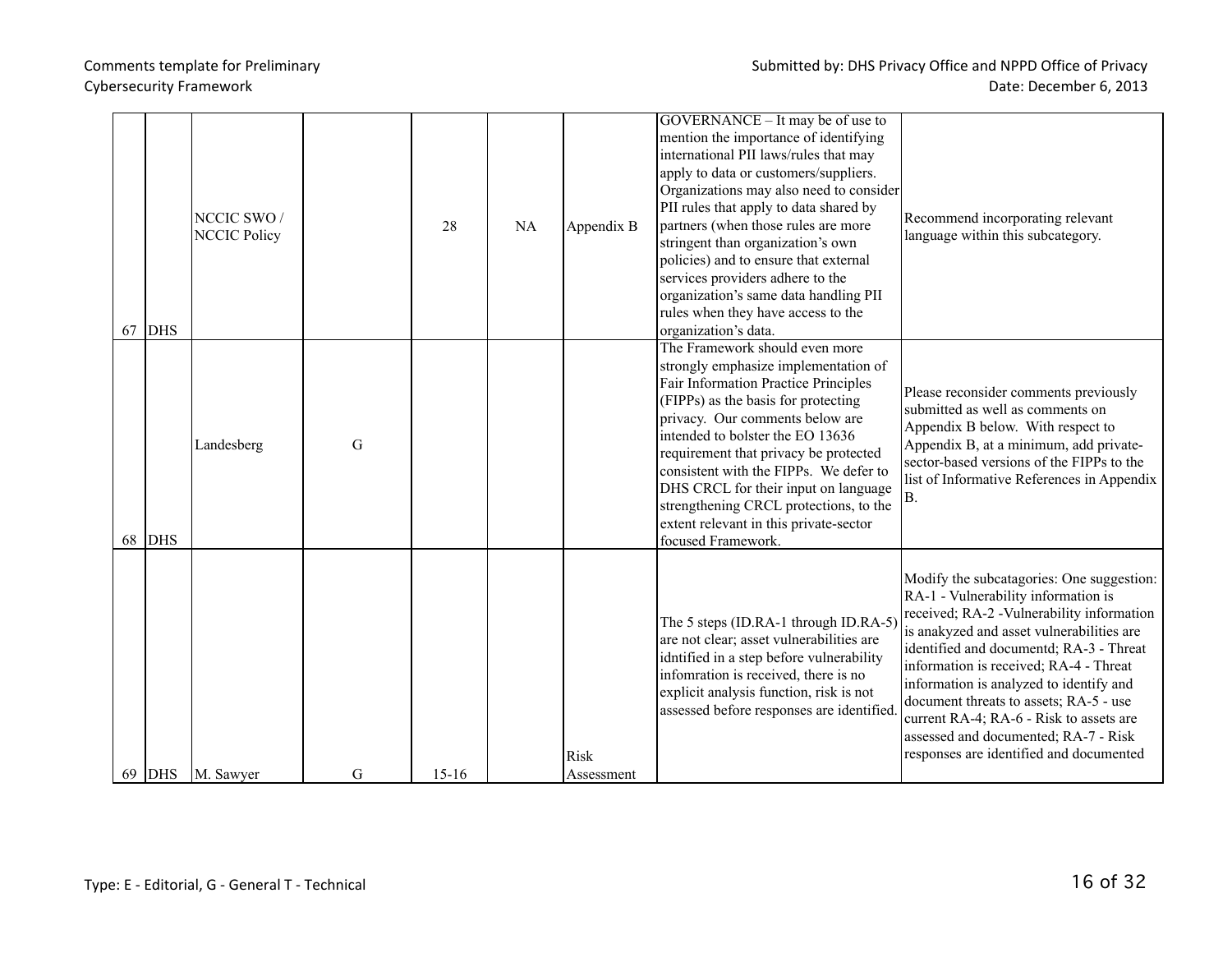| 67 | DHS | NCCIC SWO / NCCIC Policy | | 28 | NA | Appendix B | GOVERNANCE – It may be of use to mention the importance of identifying international PII laws/rules that may apply to data or customers/suppliers. Organizations may also need to consider PII rules that apply to data shared by partners (when those rules are more stringent than organization's own policies) and to ensure that external services providers adhere to the organization's same data handling PII rules when they have access to the organization's data. | Recommend incorporating relevant language within this subcategory. |
|---|---|---|---|---|---|---|---|---|
| 68 | DHS | Landesberg | G | | | | The Framework should even more strongly emphasize implementation of Fair Information Practice Principles (FIPPs) as the basis for protecting privacy. Our comments below are intended to bolster the EO 13636 requirement that privacy be protected consistent with the FIPPs. We defer to DHS CRCL for their input on language strengthening CRCL protections, to the extent relevant in this private-sector focused Framework. | Please reconsider comments previously submitted as well as comments on Appendix B below. With respect to Appendix B, at a minimum, add private-sector-based versions of the FIPPs to the list of Informative References in Appendix B. |
| 69 | DHS | M. Sawyer | G | 15-16 | | Risk Assessment | The 5 steps (ID.RA-1 through ID.RA-5) are not clear; asset vulnerabilities are idntified in a step before vulnerability infomration is received, there is no explicit analysis function, risk is not assessed before responses are identified. | Modify the subcatagories: One suggestion: RA-1 - Vulnerability information is received; RA-2 -Vulnerability information is anakyzed and asset vulnerabilities are identified and documentd; RA-3 - Threat information is received; RA-4 - Threat information is analyzed to identify and document threats to assets; RA-5 - use current RA-4; RA-6 - Risk to assets are assessed and documented; RA-7 - Risk responses are identified and documented |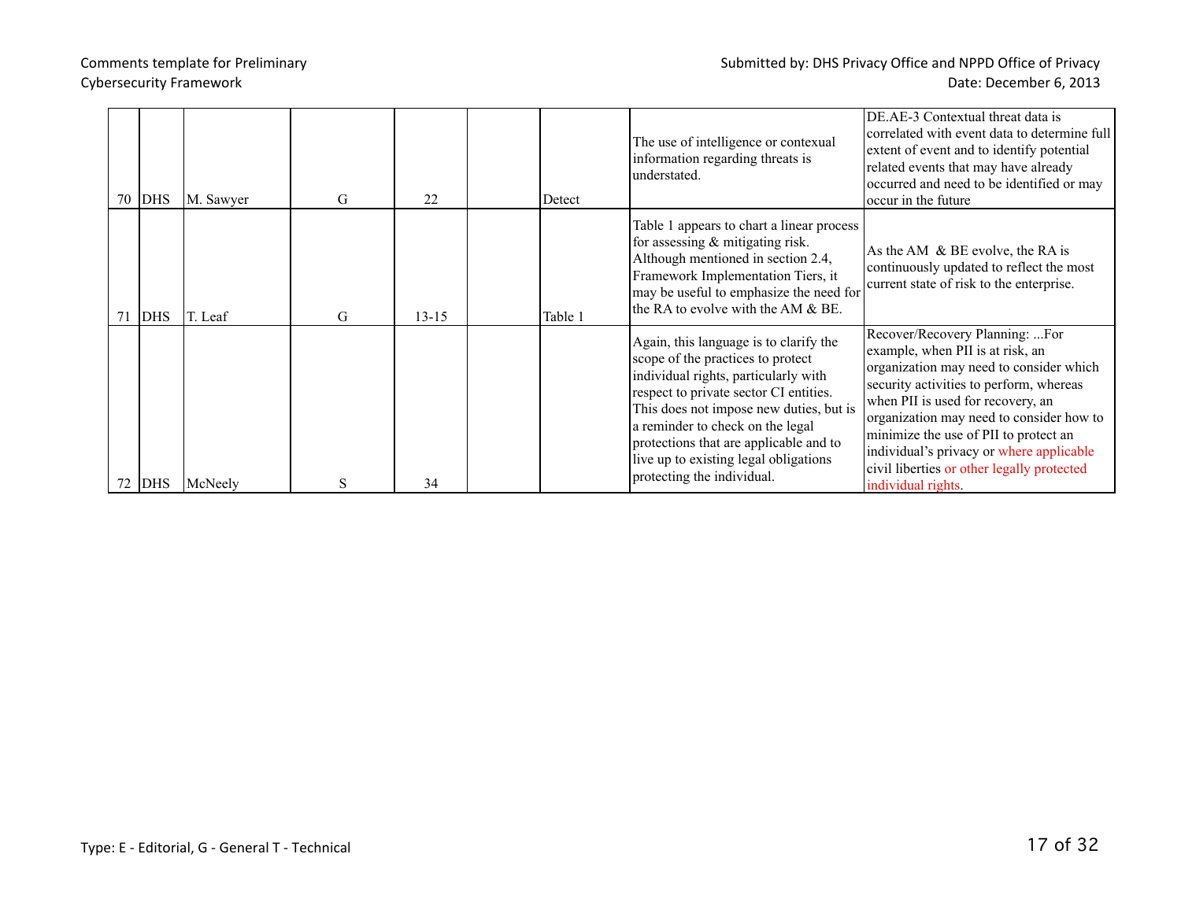| | | | | | | | | |
|---|---|---|---|---|---|---|---|---|
| 70 | DHS | M. Sawyer | G | 22 | | Detect | The use of intelligence or contexual information regarding threats is understated. | DE.AE-3 Contextual threat data is correlated with event data to determine full extent of event and to identify potential related events that may have already occurred and need to be identified or may occur in the future |
| 71 | DHS | T. Leaf | G | 13-15 | | Table 1 | Table 1 appears to chart a linear process for assessing & mitigating risk. Although mentioned in section 2.4, Framework Implementation Tiers, it may be useful to emphasize the need for the RA to evolve with the AM & BE. | As the AM & BE evolve, the RA is continuously updated to reflect the most current state of risk to the enterprise. |
| 72 | DHS | McNeely | S | 34 | | | Again, this language is to clarify the scope of the practices to protect individual rights, particularly with respect to private sector CI entities. This does not impose new duties, but is a reminder to check on the legal protections that are applicable and to live up to existing legal obligations protecting the individual. | Recover/Recovery Planning: ...For example, when PII is at risk, an organization may need to consider which security activities to perform, whereas when PII is used for recovery, an organization may need to consider how to minimize the use of PII to protect an individual's privacy or where applicable civil liberties or other legally protected individual rights. |

Type: E - Editorial, G - General T - Technical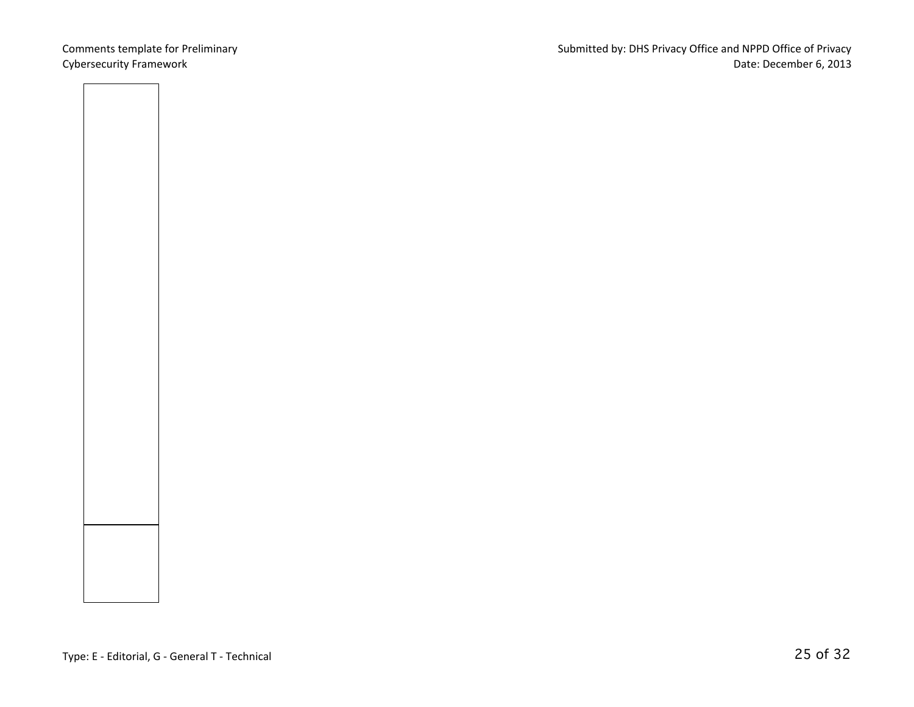Type: E - Editorial, G - General T - Technical